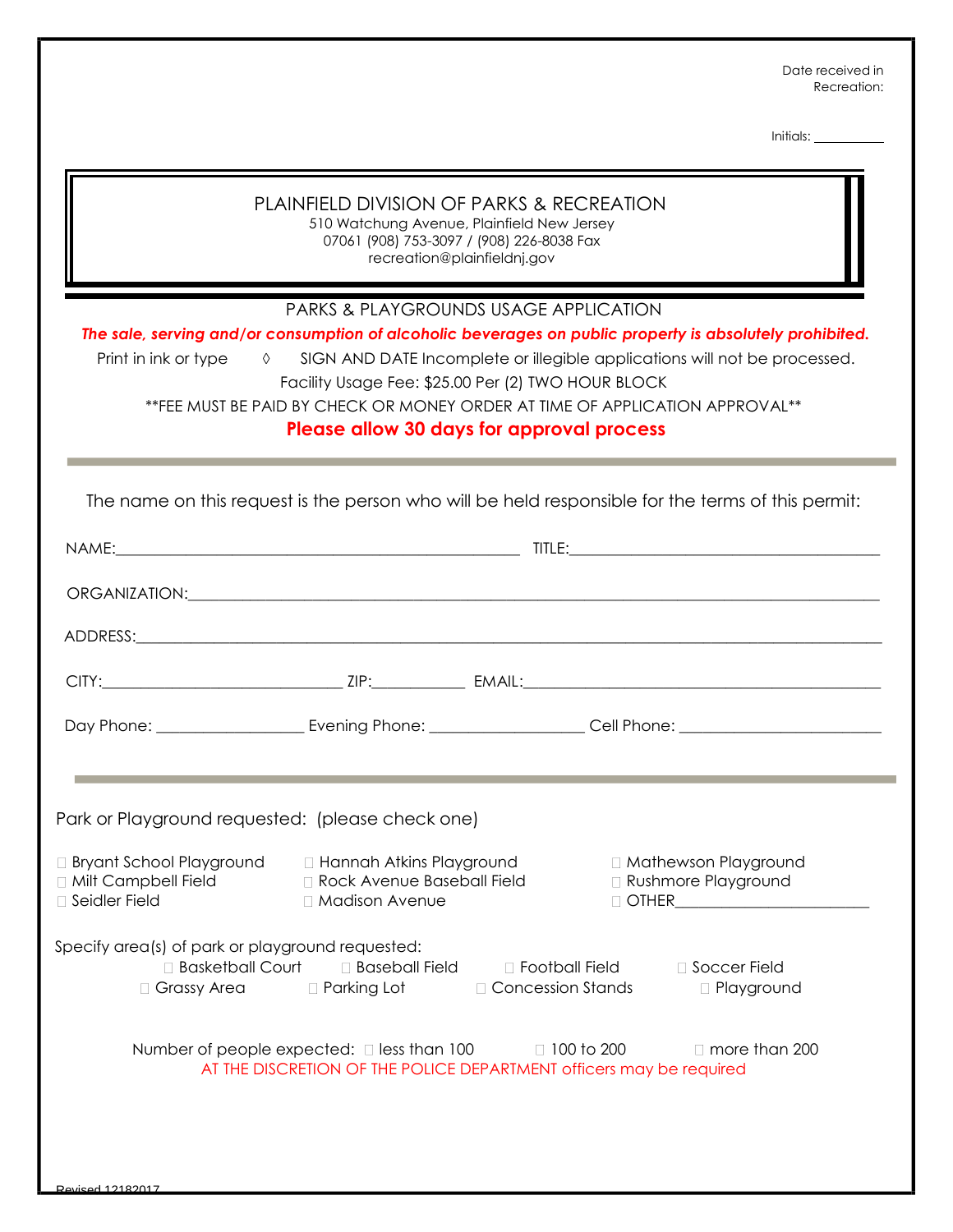Date received in Recreation:

Initials: ___________

# PLAINFIELD DIVISION OF PARKS & RECREATION

510 Watchung Avenue, Plainfield New Jersey
07061 (908) 753-3097 / (908) 226-8038 Fax
recreation@plainfieldnj.gov

## PARKS & PLAYGROUNDS USAGE APPLICATION

***The sale, serving and/or consumption of alcoholic beverages on public property is absolutely prohibited.***

Print in ink or type ◊ SIGN AND DATE Incomplete or illegible applications will not be processed.

Facility Usage Fee: $25.00 Per (2) TWO HOUR BLOCK

**FEE MUST BE PAID BY CHECK OR MONEY ORDER AT TIME OF APPLICATION APPROVAL**

**Please allow 30 days for approval process**

---

The name on this request is the person who will be held responsible for the terms of this permit:

NAME:___________________________________________________ TITLE:_______________________________________

ORGANIZATION:_____________________________________________________________________________________

ADDRESS:_________________________________________________________________________________________

CITY:______________________________ ZIP:____________ EMAIL:_____________________________________________

Day Phone: __________________ Evening Phone: ___________________ Cell Phone: _________________________

---

Park or Playground requested: (please check one)

- ☐ Bryant School Playground
- ☐ Milt Campbell Field
- ☐ Seidler Field
- ☐ Hannah Atkins Playground
- ☐ Rock Avenue Baseball Field
- ☐ Madison Avenue
- ☐ Mathewson Playground
- ☐ Rushmore Playground
- ☐ OTHER_________________________

Specify area(s) of park or playground requested:

- ☐ Basketball Court
- ☐ Baseball Field
- ☐ Football Field
- ☐ Soccer Field
- ☐ Grassy Area
- ☐ Parking Lot
- ☐ Concession Stands
- ☐ Playground

Number of people expected: ☐ less than 100 ☐ 100 to 200 ☐ more than 200

AT THE DISCRETION OF THE POLICE DEPARTMENT officers may be required

Revised 12182017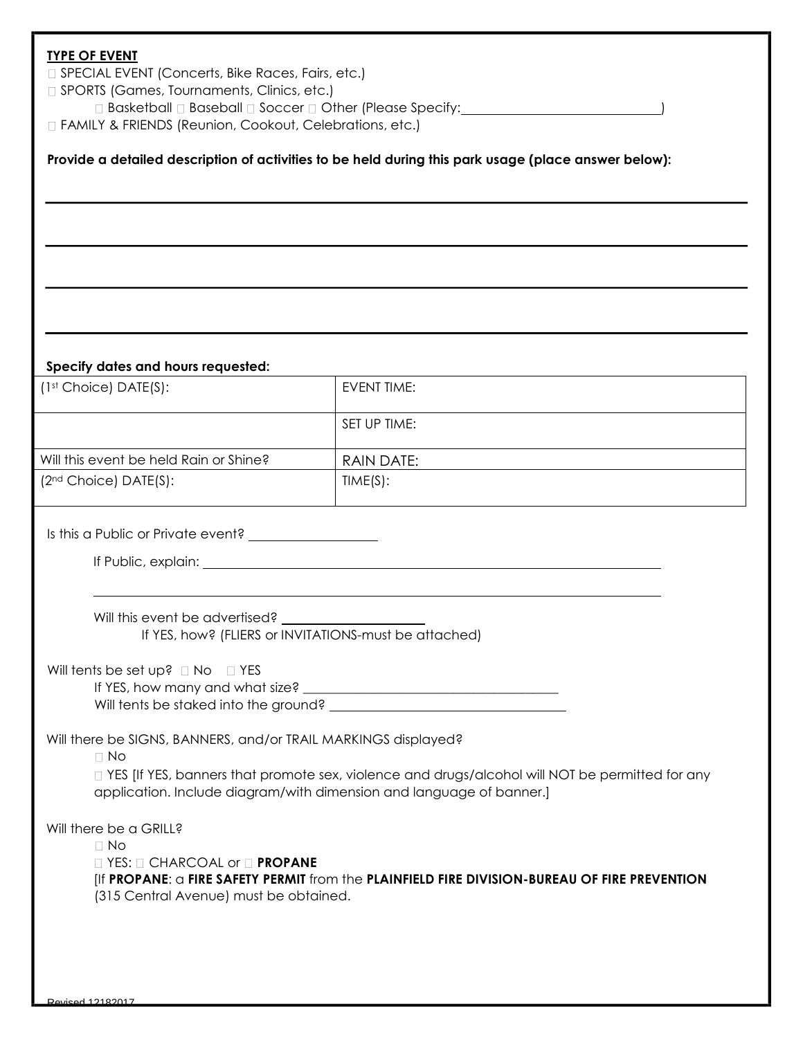**TYPE OF EVENT**

☐ SPECIAL EVENT (Concerts, Bike Races, Fairs, etc.)

☐ SPORTS (Games, Tournaments, Clinics, etc.)

☐ Basketball ☐ Baseball ☐ Soccer ☐ Other (Please Specify:______________________________)

☐ FAMILY & FRIENDS (Reunion, Cookout, Celebrations, etc.)

**Provide a detailed description of activities to be held during this park usage (place answer below):**

______________________________________________________________________________

______________________________________________________________________________

______________________________________________________________________________

______________________________________________________________________________

**Specify dates and hours requested:**

| (1st Choice) DATE(S): | EVENT TIME: |
|---|---|
| | SET UP TIME: |
| Will this event be held Rain or Shine? | RAIN DATE: |
| (2nd Choice) DATE(S): | TIME(S): |

Is this a Public or Private event? __________________

If Public, explain: ______________________________________________________________________

______________________________________________________________________

Will this event be advertised? ____________________

If YES, how? (FLIERS or INVITATIONS-must be attached)

Will tents be set up? ☐ No ☐ YES

If YES, how many and what size? ______________________________________

Will tents be staked into the ground? ___________________________________

Will there be SIGNS, BANNERS, and/or TRAIL MARKINGS displayed?

☐ No

☐ YES [If YES, banners that promote sex, violence and drugs/alcohol will NOT be permitted for any application. Include diagram/with dimension and language of banner.]

Will there be a GRILL?

☐ No

☐ YES: ☐ CHARCOAL or ☐ **PROPANE**

[If **PROPANE**: a **FIRE SAFETY PERMIT** from the **PLAINFIELD FIRE DIVISION-BUREAU OF FIRE PREVENTION** (315 Central Avenue) must be obtained.

Revised 12182017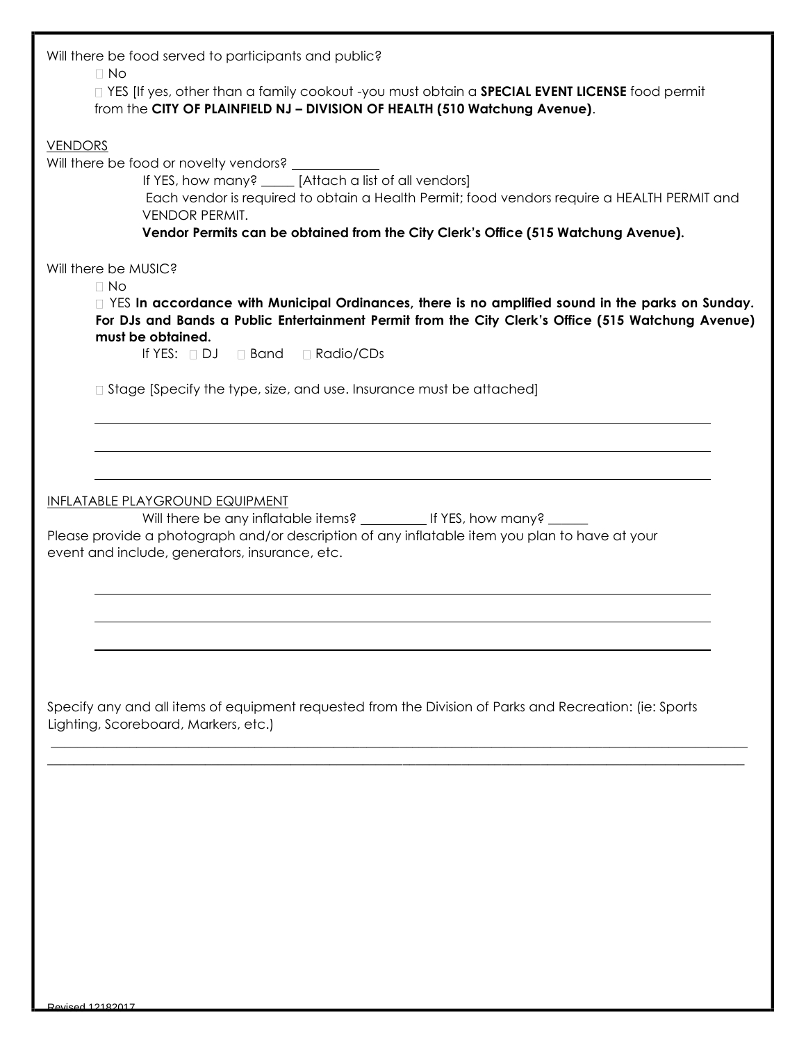Will there be food served to participants and public?

☐ No

☐ YES [If yes, other than a family cookout -you must obtain a **SPECIAL EVENT LICENSE** food permit from the **CITY OF PLAINFIELD NJ – DIVISION OF HEALTH (510 Watchung Avenue)**.

VENDORS

Will there be food or novelty vendors? ____________

If YES, how many? _____ [Attach a list of all vendors]

Each vendor is required to obtain a Health Permit; food vendors require a HEALTH PERMIT and VENDOR PERMIT.

**Vendor Permits can be obtained from the City Clerk's Office (515 Watchung Avenue).**

Will there be MUSIC?

☐ No

☐ YES **In accordance with Municipal Ordinances, there is no amplified sound in the parks on Sunday. For DJs and Bands a Public Entertainment Permit from the City Clerk's Office (515 Watchung Avenue) must be obtained.**

If YES: ☐ DJ ☐ Band ☐ Radio/CDs

☐ Stage [Specify the type, size, and use. Insurance must be attached]

______________________________________________________________________________

______________________________________________________________________________

______________________________________________________________________________

INFLATABLE PLAYGROUND EQUIPMENT

Will there be any inflatable items? _________ If YES, how many? ______

Please provide a photograph and/or description of any inflatable item you plan to have at your event and include, generators, insurance, etc.

______________________________________________________________________________

______________________________________________________________________________

______________________________________________________________________________

Specify any and all items of equipment requested from the Division of Parks and Recreation: (ie: Sports Lighting, Scoreboard, Markers, etc.)

______________________________________________________________________________

______________________________________________________________________________

Revised 12182017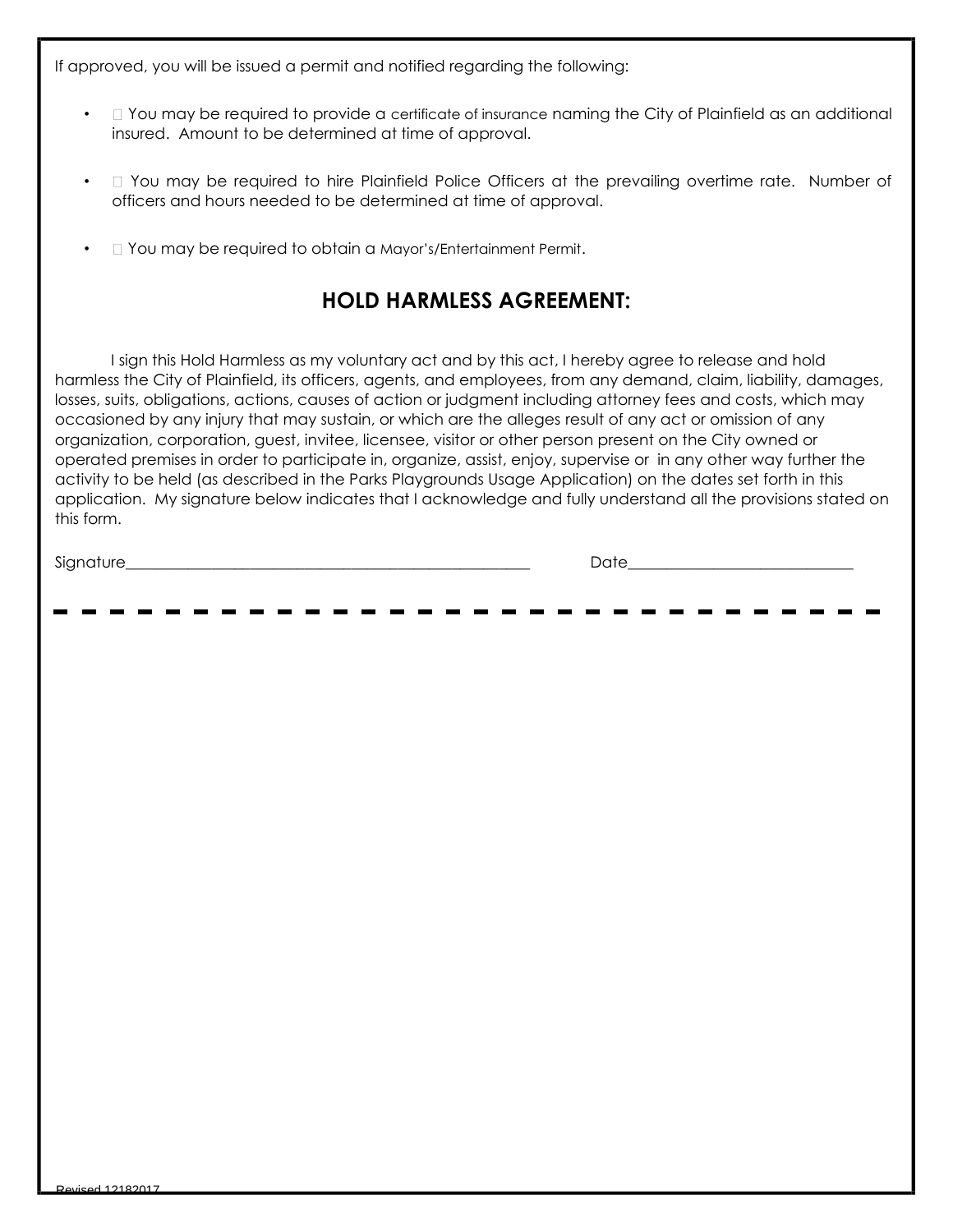If approved, you will be issued a permit and notified regarding the following:

- You may be required to provide a certificate of insurance naming the City of Plainfield as an additional insured. Amount to be determined at time of approval.
- You may be required to hire Plainfield Police Officers at the prevailing overtime rate. Number of officers and hours needed to be determined at time of approval.
- You may be required to obtain a Mayor's/Entertainment Permit.

## HOLD HARMLESS AGREEMENT:

I sign this Hold Harmless as my voluntary act and by this act, I hereby agree to release and hold harmless the City of Plainfield, its officers, agents, and employees, from any demand, claim, liability, damages, losses, suits, obligations, actions, causes of action or judgment including attorney fees and costs, which may occasioned by any injury that may sustain, or which are the alleges result of any act or omission of any organization, corporation, guest, invitee, licensee, visitor or other person present on the City owned or operated premises in order to participate in, organize, assist, enjoy, supervise or in any other way further the activity to be held (as described in the Parks Playgrounds Usage Application) on the dates set forth in this application. My signature below indicates that I acknowledge and fully understand all the provisions stated on this form.

Signature_____________________________________________________ Date_____________________________

Revised 12182017